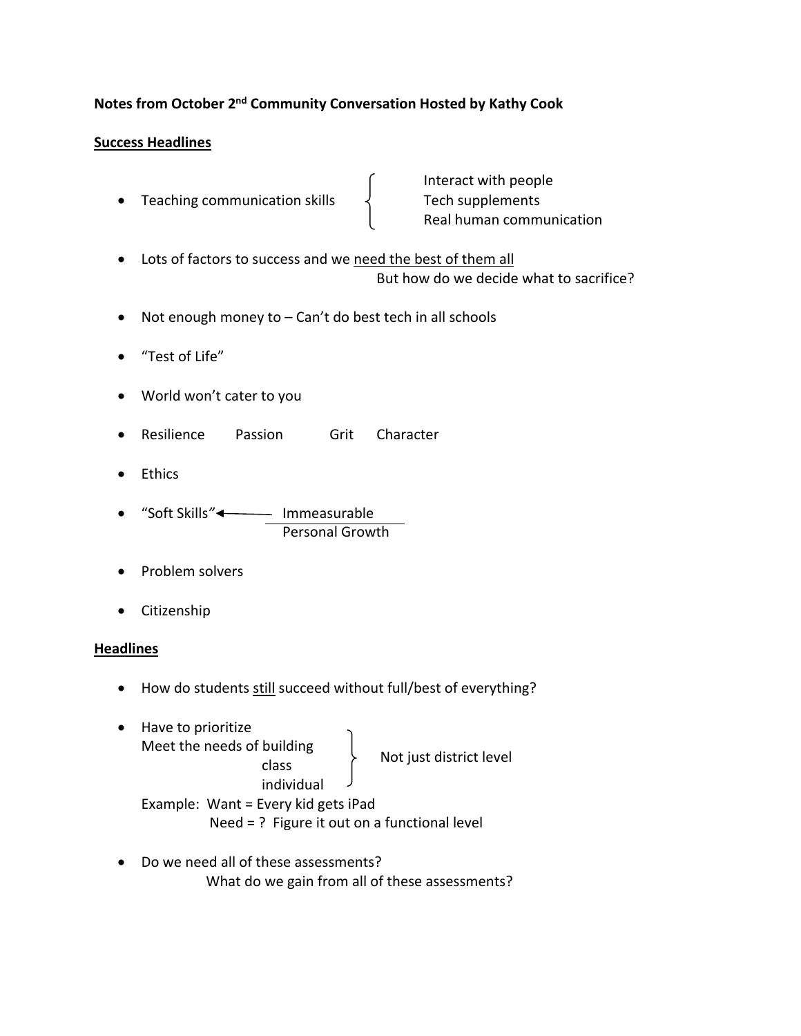**Notes from October 2nd Community Conversation Hosted by Kathy Cook**

**Success Headlines**

- Teaching communication skills {
  - Interact with people
  - Tech supplements
  - Real human communication
- Lots of factors to success and we need the best of them all
  But how do we decide what to sacrifice?
- Not enough money to – Can't do best tech in all schools
- "Test of Life"
- World won't cater to you
- Resilience Passion Grit Character
- Ethics
- "Soft Skills" ← Immeasurable
  Personal Growth
- Problem solvers
- Citizenship

**Headlines**

- How do students still succeed without full/best of everything?
- Have to prioritize
  Meet the needs of building
  class
  individual
  } Not just district level
  Example: Want = Every kid gets iPad
  Need = ? Figure it out on a functional level
- Do we need all of these assessments?
  What do we gain from all of these assessments?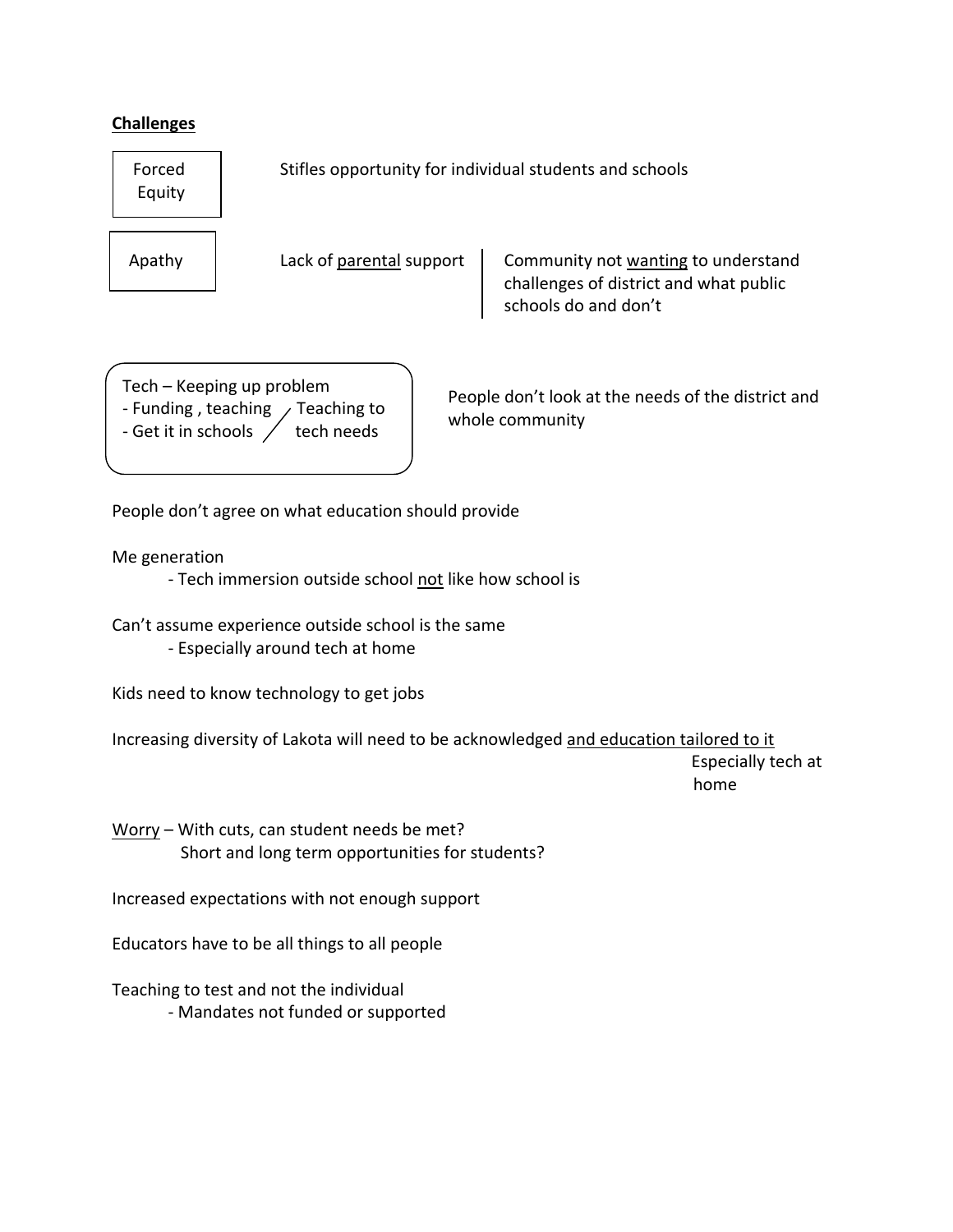**Challenges**

Forced Equity — Stifles opportunity for individual students and schools

Apathy — Lack of parental support | Community not wanting to understand challenges of district and what public schools do and don't

Tech – Keeping up problem
- Funding , teaching / Teaching to tech needs
- Get it in schools

People don't look at the needs of the district and whole community

People don't agree on what education should provide

Me generation
- Tech immersion outside school not like how school is

Can't assume experience outside school is the same
- Especially around tech at home

Kids need to know technology to get jobs

Increasing diversity of Lakota will need to be acknowledged and education tailored to it

Especially tech at home

Worry – With cuts, can student needs be met?
Short and long term opportunities for students?

Increased expectations with not enough support

Educators have to be all things to all people

Teaching to test and not the individual
- Mandates not funded or supported